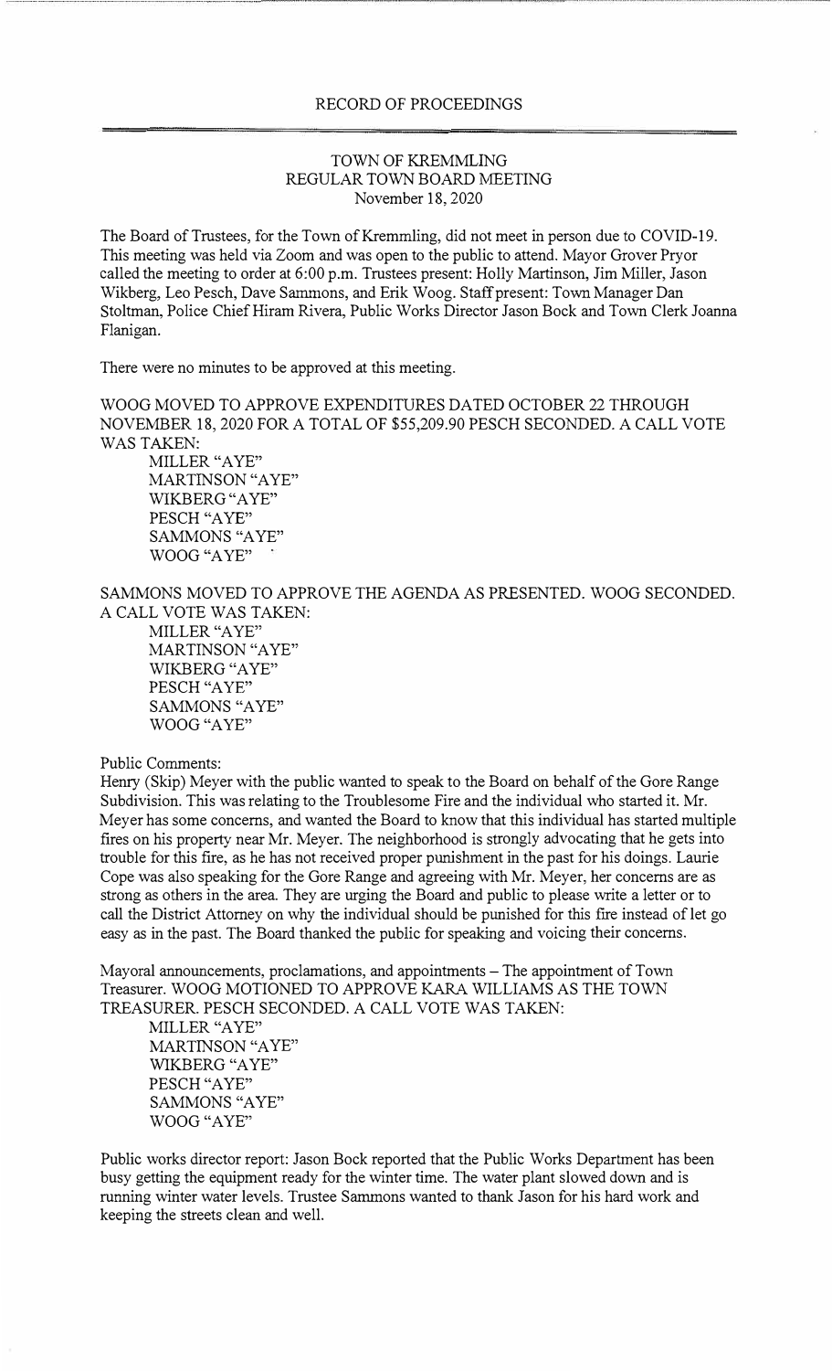RECORD OF PROCEEDINGS

TOWN OF KREMMLING
REGULAR TOWN BOARD MEETING
November 18, 2020

The Board of Trustees, for the Town of Kremmling, did not meet in person due to COVID-19. This meeting was held via Zoom and was open to the public to attend. Mayor Grover Pryor called the meeting to order at 6:00 p.m. Trustees present: Holly Martinson, Jim Miller, Jason Wikberg, Leo Pesch, Dave Sammons, and Erik Woog. Staff present: Town Manager Dan Stoltman, Police Chief Hiram Rivera, Public Works Director Jason Bock and Town Clerk Joanna Flanigan.

There were no minutes to be approved at this meeting.

WOOG MOVED TO APPROVE EXPENDITURES DATED OCTOBER 22 THROUGH NOVEMBER 18, 2020 FOR A TOTAL OF $55,209.90 PESCH SECONDED. A CALL VOTE WAS TAKEN:

MILLER "AYE"
MARTINSON "AYE"
WIKBERG "AYE"
PESCH "AYE"
SAMMONS "AYE"
WOOG "AYE"

SAMMONS MOVED TO APPROVE THE AGENDA AS PRESENTED. WOOG SECONDED. A CALL VOTE WAS TAKEN:

MILLER "AYE"
MARTINSON "AYE"
WIKBERG "AYE"
PESCH "AYE"
SAMMONS "AYE"
WOOG "AYE"

Public Comments:
Henry (Skip) Meyer with the public wanted to speak to the Board on behalf of the Gore Range Subdivision. This was relating to the Troublesome Fire and the individual who started it. Mr. Meyer has some concerns, and wanted the Board to know that this individual has started multiple fires on his property near Mr. Meyer. The neighborhood is strongly advocating that he gets into trouble for this fire, as he has not received proper punishment in the past for his doings. Laurie Cope was also speaking for the Gore Range and agreeing with Mr. Meyer, her concerns are as strong as others in the area. They are urging the Board and public to please write a letter or to call the District Attorney on why the individual should be punished for this fire instead of let go easy as in the past. The Board thanked the public for speaking and voicing their concerns.

Mayoral announcements, proclamations, and appointments – The appointment of Town Treasurer. WOOG MOTIONED TO APPROVE KARA WILLIAMS AS THE TOWN TREASURER. PESCH SECONDED. A CALL VOTE WAS TAKEN:

MILLER "AYE"
MARTINSON "AYE"
WIKBERG "AYE"
PESCH "AYE"
SAMMONS "AYE"
WOOG "AYE"

Public works director report: Jason Bock reported that the Public Works Department has been busy getting the equipment ready for the winter time. The water plant slowed down and is running winter water levels. Trustee Sammons wanted to thank Jason for his hard work and keeping the streets clean and well.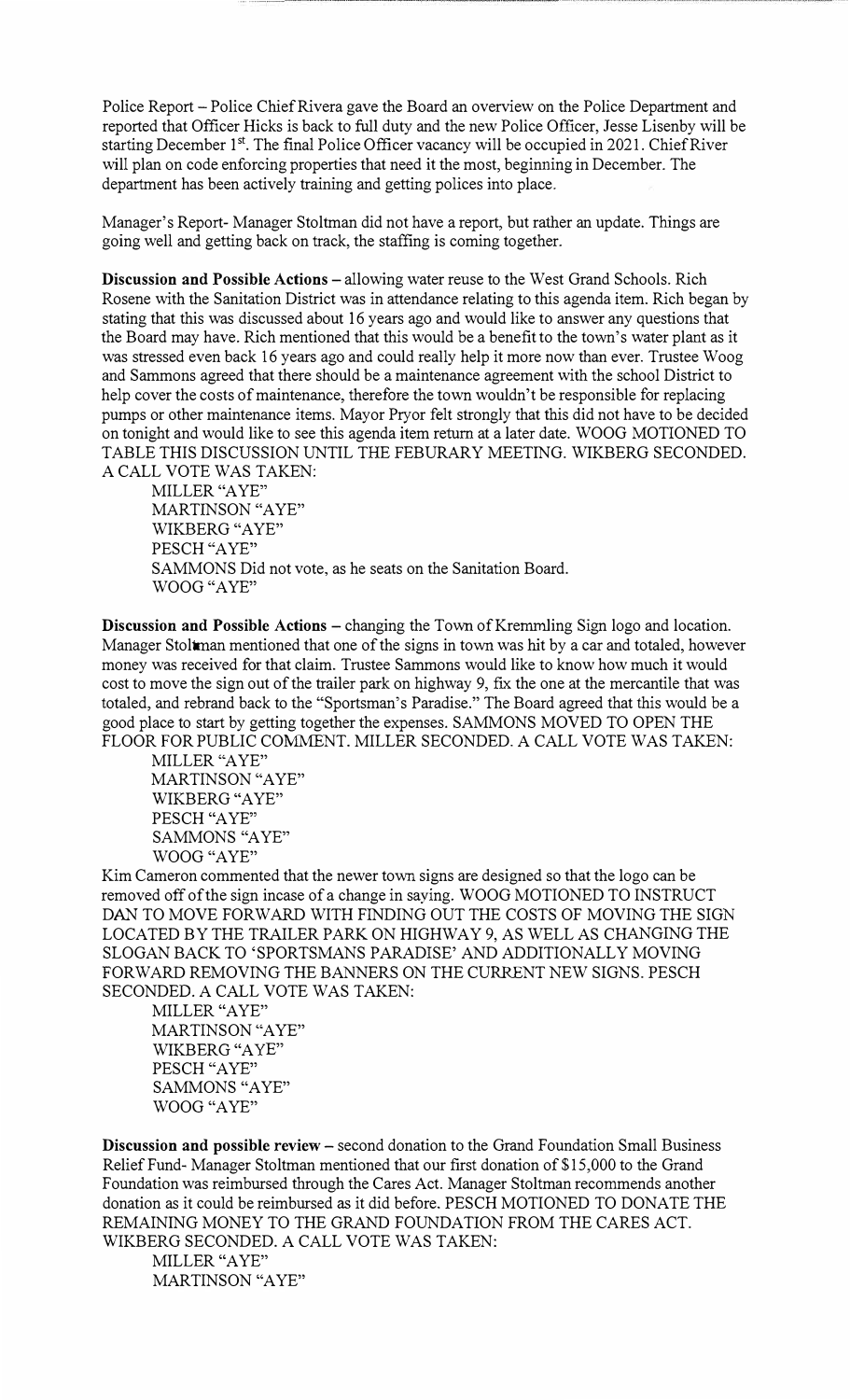Police Report – Police Chief Rivera gave the Board an overview on the Police Department and reported that Officer Hicks is back to full duty and the new Police Officer, Jesse Lisenby will be starting December 1st. The final Police Officer vacancy will be occupied in 2021. Chief River will plan on code enforcing properties that need it the most, beginning in December. The department has been actively training and getting polices into place.

Manager's Report- Manager Stoltman did not have a report, but rather an update. Things are going well and getting back on track, the staffing is coming together.

**Discussion and Possible Actions** – allowing water reuse to the West Grand Schools. Rich Rosene with the Sanitation District was in attendance relating to this agenda item. Rich began by stating that this was discussed about 16 years ago and would like to answer any questions that the Board may have. Rich mentioned that this would be a benefit to the town's water plant as it was stressed even back 16 years ago and could really help it more now than ever. Trustee Woog and Sammons agreed that there should be a maintenance agreement with the school District to help cover the costs of maintenance, therefore the town wouldn't be responsible for replacing pumps or other maintenance items. Mayor Pryor felt strongly that this did not have to be decided on tonight and would like to see this agenda item return at a later date. WOOG MOTIONED TO TABLE THIS DISCUSSION UNTIL THE FEBURARY MEETING. WIKBERG SECONDED. A CALL VOTE WAS TAKEN:

MILLER "AYE"
MARTINSON "AYE"
WIKBERG "AYE"
PESCH "AYE"
SAMMONS Did not vote, as he seats on the Sanitation Board.
WOOG "AYE"

**Discussion and Possible Actions** – changing the Town of Kremmling Sign logo and location. Manager Stoltman mentioned that one of the signs in town was hit by a car and totaled, however money was received for that claim. Trustee Sammons would like to know how much it would cost to move the sign out of the trailer park on highway 9, fix the one at the mercantile that was totaled, and rebrand back to the "Sportsman's Paradise." The Board agreed that this would be a good place to start by getting together the expenses. SAMMONS MOVED TO OPEN THE FLOOR FOR PUBLIC COMMENT. MILLER SECONDED. A CALL VOTE WAS TAKEN:

MILLER "AYE"
MARTINSON "AYE"
WIKBERG "AYE"
PESCH "AYE"
SAMMONS "AYE"
WOOG "AYE"

Kim Cameron commented that the newer town signs are designed so that the logo can be removed off of the sign incase of a change in saying. WOOG MOTIONED TO INSTRUCT DAN TO MOVE FORWARD WITH FINDING OUT THE COSTS OF MOVING THE SIGN LOCATED BY THE TRAILER PARK ON HIGHWAY 9, AS WELL AS CHANGING THE SLOGAN BACK TO 'SPORTSMANS PARADISE' AND ADDITIONALLY MOVING FORWARD REMOVING THE BANNERS ON THE CURRENT NEW SIGNS. PESCH SECONDED. A CALL VOTE WAS TAKEN:

MILLER "AYE"
MARTINSON "AYE"
WIKBERG "AYE"
PESCH "AYE"
SAMMONS "AYE"
WOOG "AYE"

**Discussion and possible review** – second donation to the Grand Foundation Small Business Relief Fund- Manager Stoltman mentioned that our first donation of $15,000 to the Grand Foundation was reimbursed through the Cares Act. Manager Stoltman recommends another donation as it could be reimbursed as it did before. PESCH MOTIONED TO DONATE THE REMAINING MONEY TO THE GRAND FOUNDATION FROM THE CARES ACT. WIKBERG SECONDED. A CALL VOTE WAS TAKEN:

MILLER "AYE"
MARTINSON "AYE"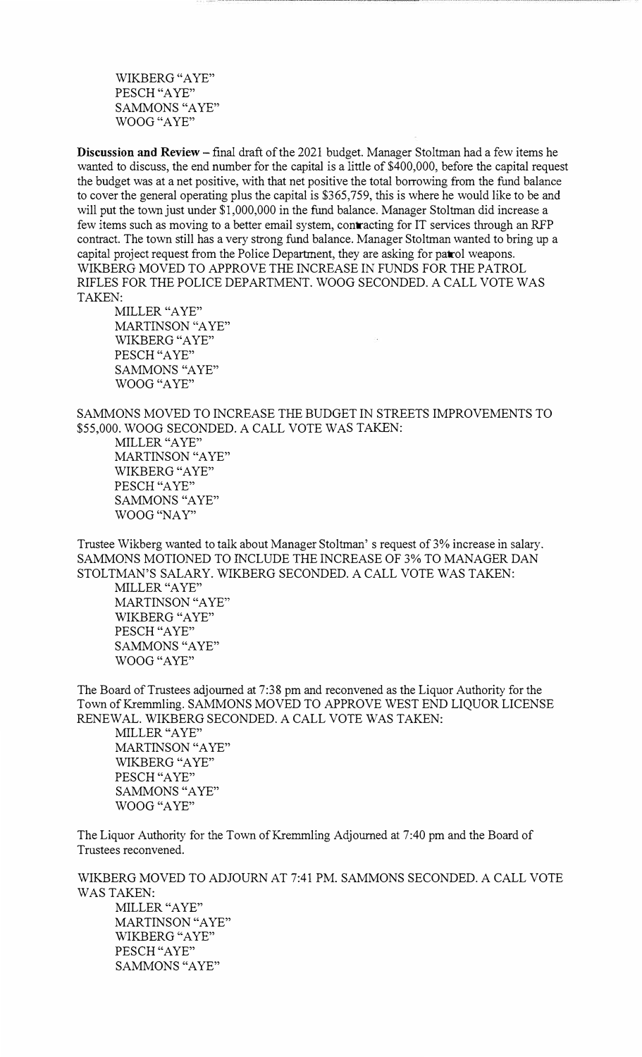WIKBERG "AYE"
PESCH "AYE"
SAMMONS "AYE"
WOOG "AYE"

**Discussion and Review** – final draft of the 2021 budget. Manager Stoltman had a few items he wanted to discuss, the end number for the capital is a little of $400,000, before the capital request the budget was at a net positive, with that net positive the total borrowing from the fund balance to cover the general operating plus the capital is $365,759, this is where he would like to be and will put the town just under $1,000,000 in the fund balance. Manager Stoltman did increase a few items such as moving to a better email system, contracting for IT services through an RFP contract. The town still has a very strong fund balance. Manager Stoltman wanted to bring up a capital project request from the Police Department, they are asking for patrol weapons. WIKBERG MOVED TO APPROVE THE INCREASE IN FUNDS FOR THE PATROL RIFLES FOR THE POLICE DEPARTMENT. WOOG SECONDED. A CALL VOTE WAS TAKEN:

MILLER "AYE"
MARTINSON "AYE"
WIKBERG "AYE"
PESCH "AYE"
SAMMONS "AYE"
WOOG "AYE"

SAMMONS MOVED TO INCREASE THE BUDGET IN STREETS IMPROVEMENTS TO $55,000. WOOG SECONDED. A CALL VOTE WAS TAKEN:

MILLER "AYE"
MARTINSON "AYE"
WIKBERG "AYE"
PESCH "AYE"
SAMMONS "AYE"
WOOG "NAY"

Trustee Wikberg wanted to talk about Manager Stoltman' s request of 3% increase in salary. SAMMONS MOTIONED TO INCLUDE THE INCREASE OF 3% TO MANAGER DAN STOLTMAN'S SALARY. WIKBERG SECONDED. A CALL VOTE WAS TAKEN:

MILLER "AYE"
MARTINSON "AYE"
WIKBERG "AYE"
PESCH "AYE"
SAMMONS "AYE"
WOOG "AYE"

The Board of Trustees adjourned at 7:38 pm and reconvened as the Liquor Authority for the Town of Kremmling. SAMMONS MOVED TO APPROVE WEST END LIQUOR LICENSE RENEWAL. WIKBERG SECONDED. A CALL VOTE WAS TAKEN:

MILLER "AYE"
MARTINSON "AYE"
WIKBERG "AYE"
PESCH "AYE"
SAMMONS "AYE"
WOOG "AYE"

The Liquor Authority for the Town of Kremmling Adjourned at 7:40 pm and the Board of Trustees reconvened.

WIKBERG MOVED TO ADJOURN AT 7:41 PM. SAMMONS SECONDED. A CALL VOTE WAS TAKEN:

MILLER "AYE"
MARTINSON "AYE"
WIKBERG "AYE"
PESCH "AYE"
SAMMONS "AYE"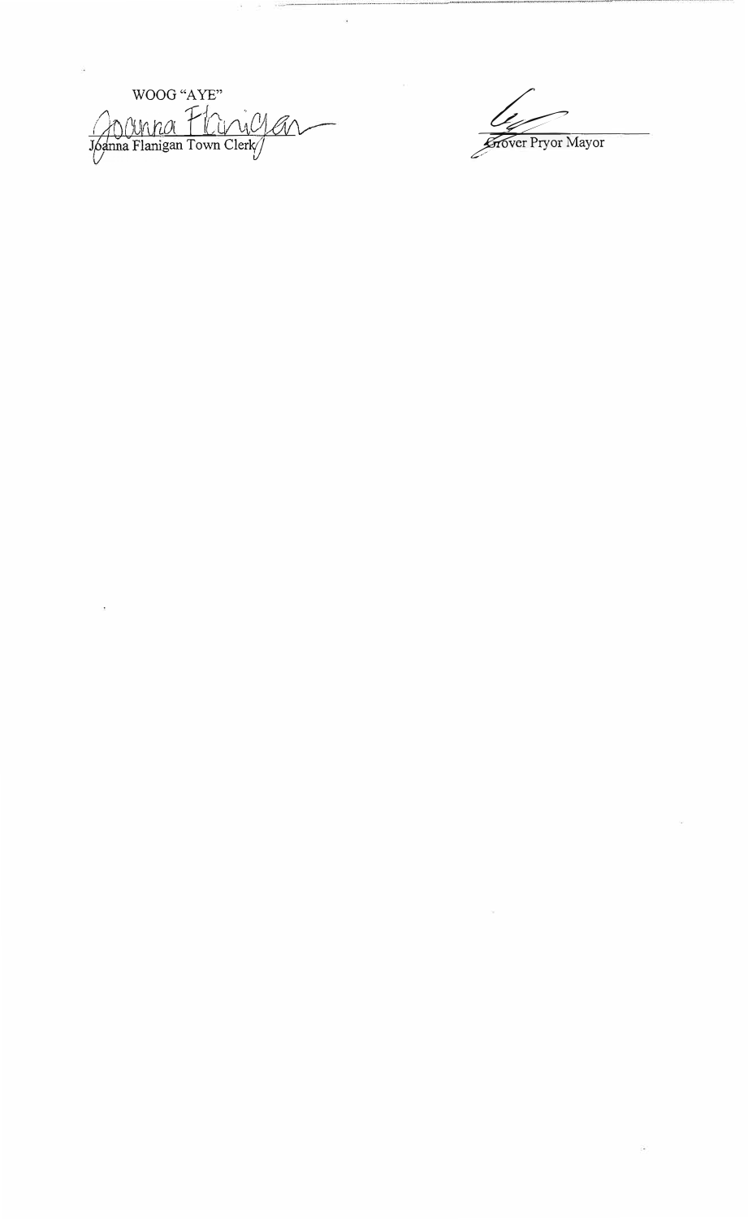WOOG "AYE"

Joanna Flanigan Town Clerk

Grover Pryor Mayor